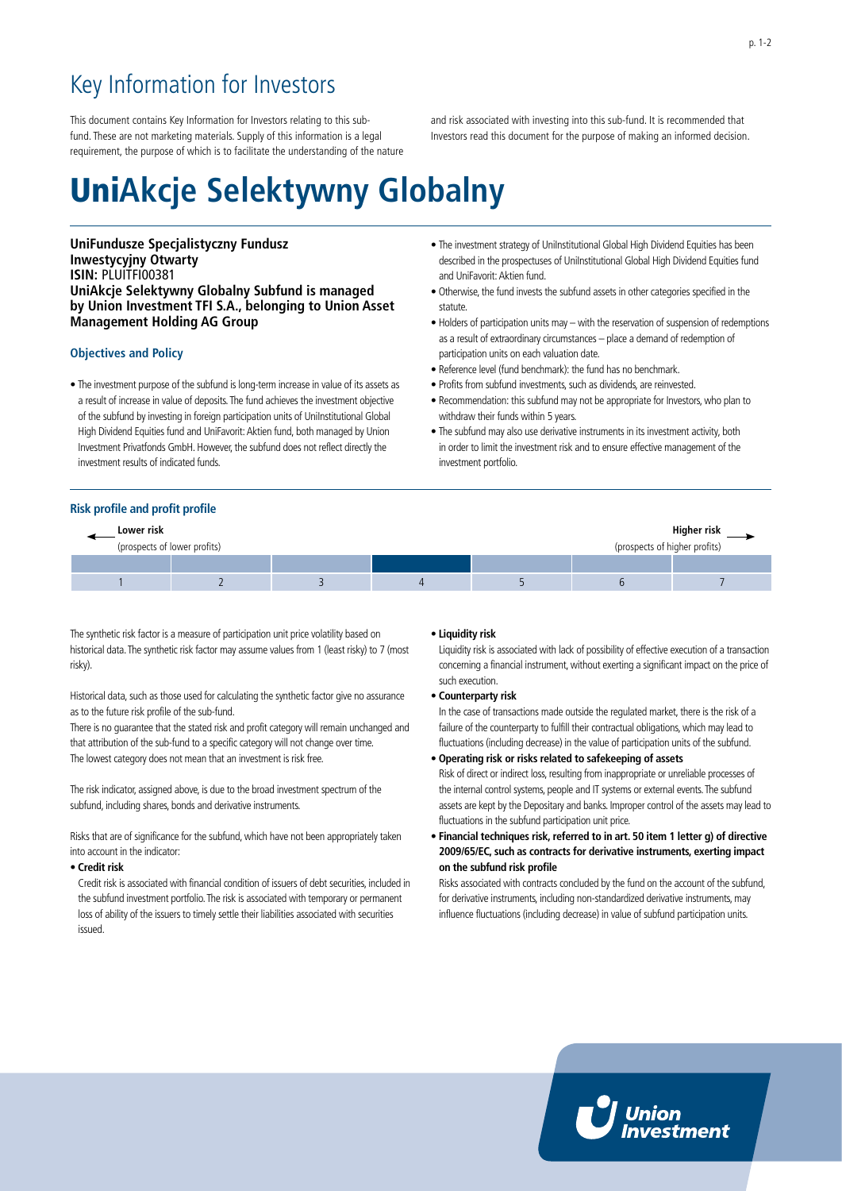# Key Information for Investors

This document contains Key Information for Investors relating to this sub-fund. These are not marketing materials. Supply of this information is a legal requirement, the purpose of which is to facilitate the understanding of the nature and risk associated with investing into this sub-fund. It is recommended that Investors read this document for the purpose of making an informed decision.

# **Uni**Akcje Selektywny Globalny

**UniFundusze Specjalistyczny Fundusz Inwestycyjny Otwarty**
**ISIN:** PLUITFI00381
**UniAkcje Selektywny Globalny Subfund is managed by Union Investment TFI S.A., belonging to Union Asset Management Holding AG Group**

## Objectives and Policy

- The investment purpose of the subfund is long-term increase in value of its assets as a result of increase in value of deposits. The fund achieves the investment objective of the subfund by investing in foreign participation units of UniInstitutional Global High Dividend Equities fund and UniFavorit: Aktien fund, both managed by Union Investment Privatfonds GmbH. However, the subfund does not reflect directly the investment results of indicated funds.
- The investment strategy of UniInstitutional Global High Dividend Equities has been described in the prospectuses of UniInstitutional Global High Dividend Equities fund and UniFavorit: Aktien fund.
- Otherwise, the fund invests the subfund assets in other categories specified in the statute.
- Holders of participation units may – with the reservation of suspension of redemptions as a result of extraordinary circumstances – place a demand of redemption of participation units on each valuation date.
- Reference level (fund benchmark): the fund has no benchmark.
- Profits from subfund investments, such as dividends, are reinvested.
- Recommendation: this subfund may not be appropriate for Investors, who plan to withdraw their funds within 5 years.
- The subfund may also use derivative instruments in its investment activity, both in order to limit the investment risk and to ensure effective management of the investment portfolio.

## Risk profile and profit profile

**Lower risk** (prospects of lower profits) ← → **Higher risk** (prospects of higher profits)

| 1 | 2 | 3 | 4 | 5 | 6 | 7 |
|---|---|---|---|---|---|---|

The synthetic risk factor is a measure of participation unit price volatility based on historical data. The synthetic risk factor may assume values from 1 (least risky) to 7 (most risky).

Historical data, such as those used for calculating the synthetic factor give no assurance as to the future risk profile of the sub-fund.

There is no guarantee that the stated risk and profit category will remain unchanged and that attribution of the sub-fund to a specific category will not change over time.

The lowest category does not mean that an investment is risk free.

The risk indicator, assigned above, is due to the broad investment spectrum of the subfund, including shares, bonds and derivative instruments.

Risks that are of significance for the subfund, which have not been appropriately taken into account in the indicator:

- **Credit risk**
  Credit risk is associated with financial condition of issuers of debt securities, included in the subfund investment portfolio. The risk is associated with temporary or permanent loss of ability of the issuers to timely settle their liabilities associated with securities issued.
- **Liquidity risk**
  Liquidity risk is associated with lack of possibility of effective execution of a transaction concerning a financial instrument, without exerting a significant impact on the price of such execution.
- **Counterparty risk**
  In the case of transactions made outside the regulated market, there is the risk of a failure of the counterparty to fulfill their contractual obligations, which may lead to fluctuations (including decrease) in the value of participation units of the subfund.
- **Operating risk or risks related to safekeeping of assets**
  Risk of direct or indirect loss, resulting from inappropriate or unreliable processes of the internal control systems, people and IT systems or external events. The subfund assets are kept by the Depositary and banks. Improper control of the assets may lead to fluctuations in the subfund participation unit price.
- **Financial techniques risk, referred to in art. 50 item 1 letter g) of directive 2009/65/EC, such as contracts for derivative instruments, exerting impact on the subfund risk profile**
  Risks associated with contracts concluded by the fund on the account of the subfund, for derivative instruments, including non-standardized derivative instruments, may influence fluctuations (including decrease) in value of subfund participation units.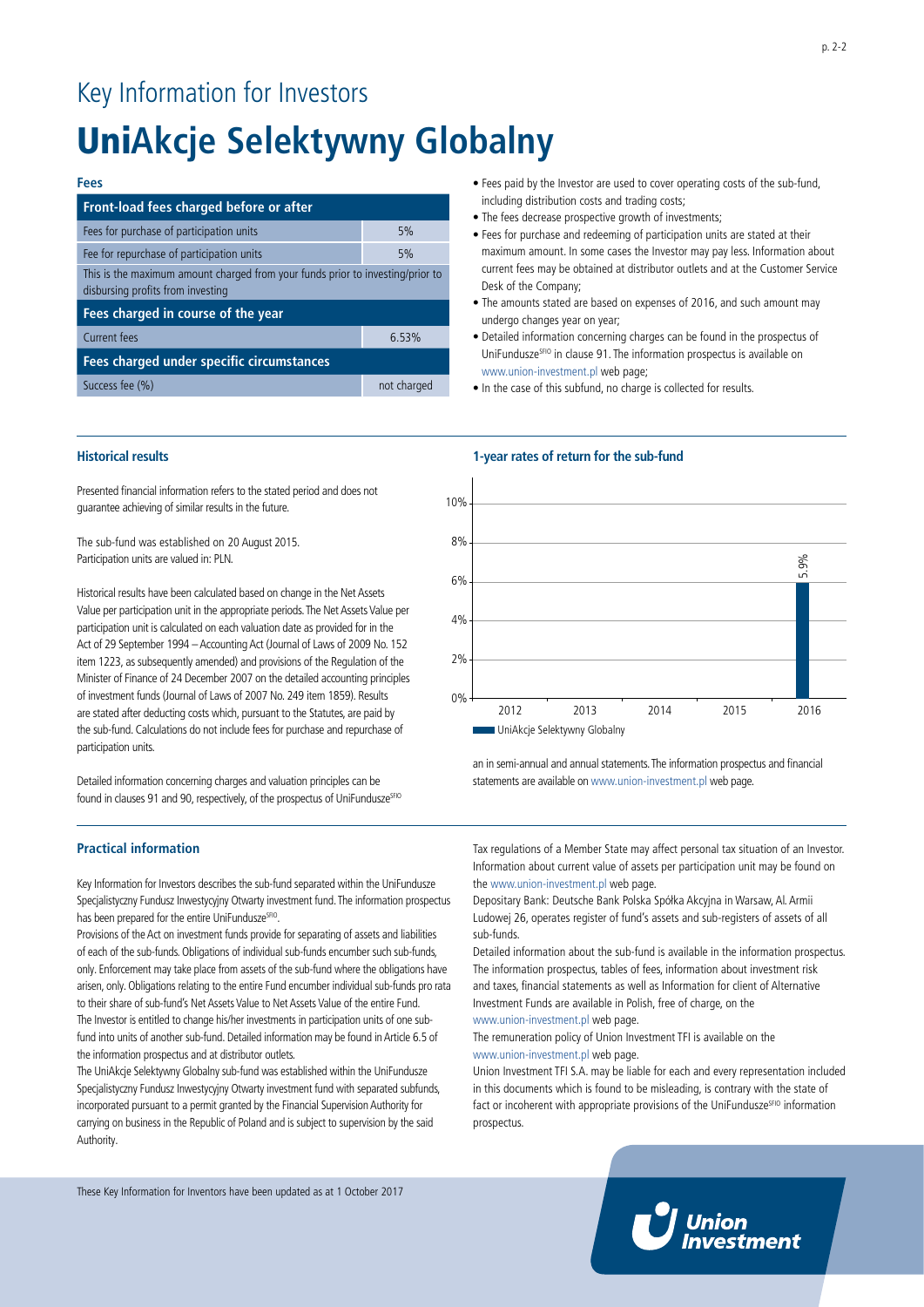# Key Information for Investors

# UniAkcje Selektywny Globalny

## Fees

| Front-load fees charged before or after | |
|---|---|
| Fees for purchase of participation units | 5% |
| Fee for repurchase of participation units | 5% |
| This is the maximum amount charged from your funds prior to investing/prior to disbursing profits from investing | |
| **Fees charged in course of the year** | |
| Current fees | 6.53% |
| **Fees charged under specific circumstances** | |
| Success fee (%) | not charged |

- Fees paid by the Investor are used to cover operating costs of the sub-fund, including distribution costs and trading costs;
- The fees decrease prospective growth of investments;
- Fees for purchase and redeeming of participation units are stated at their maximum amount. In some cases the Investor may pay less. Information about current fees may be obtained at distributor outlets and at the Customer Service Desk of the Company;
- The amounts stated are based on expenses of 2016, and such amount may undergo changes year on year;
- Detailed information concerning charges can be found in the prospectus of UniFundusze[SFIO] in clause 91. The information prospectus is available on www.union-investment.pl web page;
- In the case of this subfund, no charge is collected for results.

## Historical results

Presented financial information refers to the stated period and does not guarantee achieving of similar results in the future.

The sub-fund was established on 20 August 2015.
Participation units are valued in: PLN.

Historical results have been calculated based on change in the Net Assets Value per participation unit in the appropriate periods. The Net Assets Value per participation unit is calculated on each valuation date as provided for in the Act of 29 September 1994 – Accounting Act (Journal of Laws of 2009 No. 152 item 1223, as subsequently amended) and provisions of the Regulation of the Minister of Finance of 24 December 2007 on the detailed accounting principles of investment funds (Journal of Laws of 2007 No. 249 item 1859). Results are stated after deducting costs which, pursuant to the Statutes, are paid by the sub-fund. Calculations do not include fees for purchase and repurchase of participation units.

Detailed information concerning charges and valuation principles can be found in clauses 91 and 90, respectively, of the prospectus of UniFundusze[SFIO] an in semi-annual and annual statements. The information prospectus and financial statements are available on www.union-investment.pl web page.

### 1-year rates of return for the sub-fund

10%
8%
6%
4%
2%
0%
2012 2013 2014 2015 2016
5.9%
UniAkcje Selektywny Globalny

## Practical information

Key Information for Investors describes the sub-fund separated within the UniFundusze Specjalistyczny Fundusz Inwestycyjny Otwarty investment fund. The information prospectus has been prepared for the entire UniFundusze[SFIO].

Provisions of the Act on investment funds provide for separating of assets and liabilities of each of the sub-funds. Obligations of individual sub-funds encumber such sub-funds, only. Enforcement may take place from assets of the sub-fund where the obligations have arisen, only. Obligations relating to the entire Fund encumber individual sub-funds pro rata to their share of sub-fund's Net Assets Value to Net Assets Value of the entire Fund.

The Investor is entitled to change his/her investments in participation units of one sub-fund into units of another sub-fund. Detailed information may be found in Article 6.5 of the information prospectus and at distributor outlets.

The UniAkcje Selektywny Globalny sub-fund was established within the UniFundusze Specjalistyczny Fundusz Inwestycyjny Otwarty investment fund with separated subfunds, incorporated pursuant to a permit granted by the Financial Supervision Authority for carrying on business in the Republic of Poland and is subject to supervision by the said Authority.

Tax regulations of a Member State may affect personal tax situation of an Investor. Information about current value of assets per participation unit may be found on the www.union-investment.pl web page.

Depositary Bank: Deutsche Bank Polska Spółka Akcyjna in Warsaw, Al. Armii Ludowej 26, operates register of fund's assets and sub-registers of assets of all sub-funds.

Detailed information about the sub-fund is available in the information prospectus. The information prospectus, tables of fees, information about investment risk and taxes, financial statements as well as Information for client of Alternative Investment Funds are available in Polish, free of charge, on the www.union-investment.pl web page.

The remuneration policy of Union Investment TFI is available on the www.union-investment.pl web page.

Union Investment TFI S.A. may be liable for each and every representation included in this documents which is found to be misleading, is contrary with the state of fact or incoherent with appropriate provisions of the UniFundusze[SFIO] information prospectus.

These Key Information for Inventors have been updated as at 1 October 2017

Union Investment